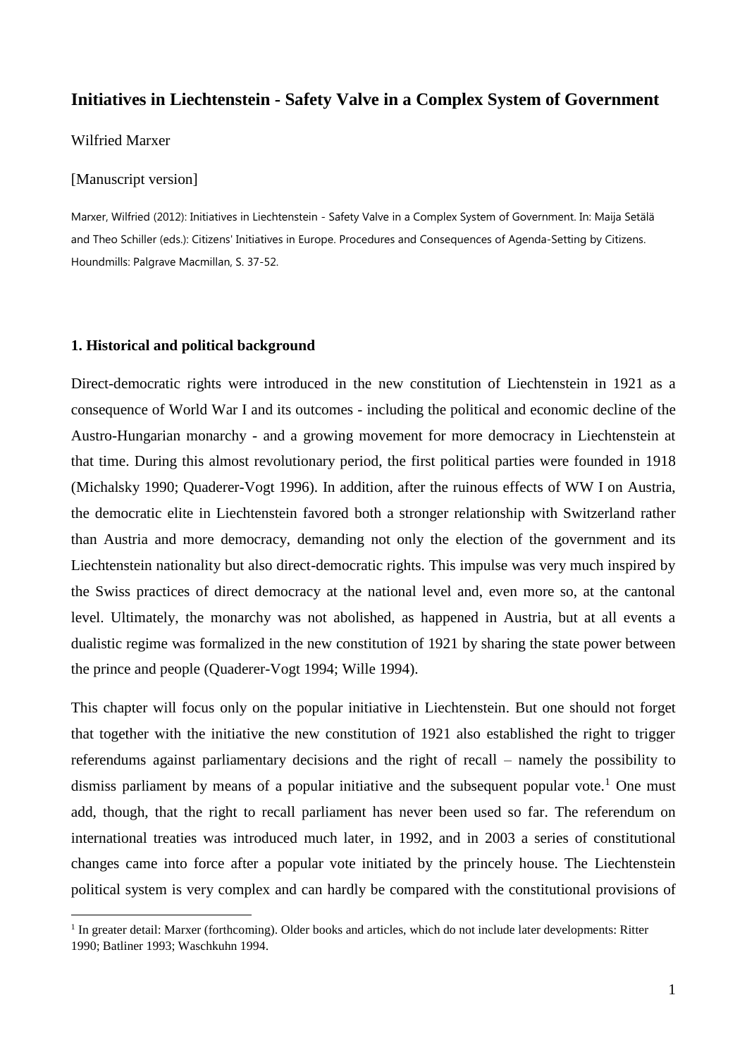# Initiatives in Liechtenstein - Safety Valve in a Complex System of Government

Wilfried Marxer

[Manuscript version]

Marxer, Wilfried (2012): Initiatives in Liechtenstein - Safety Valve in a Complex System of Government. In: Maija Setälä and Theo Schiller (eds.): Citizens' Initiatives in Europe. Procedures and Consequences of Agenda-Setting by Citizens. Houndmills: Palgrave Macmillan, S. 37-52.

## 1. Historical and political background

Direct-democratic rights were introduced in the new constitution of Liechtenstein in 1921 as a consequence of World War I and its outcomes - including the political and economic decline of the Austro-Hungarian monarchy - and a growing movement for more democracy in Liechtenstein at that time. During this almost revolutionary period, the first political parties were founded in 1918 (Michalsky 1990; Quaderer-Vogt 1996). In addition, after the ruinous effects of WW I on Austria, the democratic elite in Liechtenstein favored both a stronger relationship with Switzerland rather than Austria and more democracy, demanding not only the election of the government and its Liechtenstein nationality but also direct-democratic rights. This impulse was very much inspired by the Swiss practices of direct democracy at the national level and, even more so, at the cantonal level. Ultimately, the monarchy was not abolished, as happened in Austria, but at all events a dualistic regime was formalized in the new constitution of 1921 by sharing the state power between the prince and people (Quaderer-Vogt 1994; Wille 1994).

This chapter will focus only on the popular initiative in Liechtenstein. But one should not forget that together with the initiative the new constitution of 1921 also established the right to trigger referendums against parliamentary decisions and the right of recall – namely the possibility to dismiss parliament by means of a popular initiative and the subsequent popular vote.[1] One must add, though, that the right to recall parliament has never been used so far. The referendum on international treaties was introduced much later, in 1992, and in 2003 a series of constitutional changes came into force after a popular vote initiated by the princely house. The Liechtenstein political system is very complex and can hardly be compared with the constitutional provisions of

[1] In greater detail: Marxer (forthcoming). Older books and articles, which do not include later developments: Ritter 1990; Batliner 1993; Waschkuhn 1994.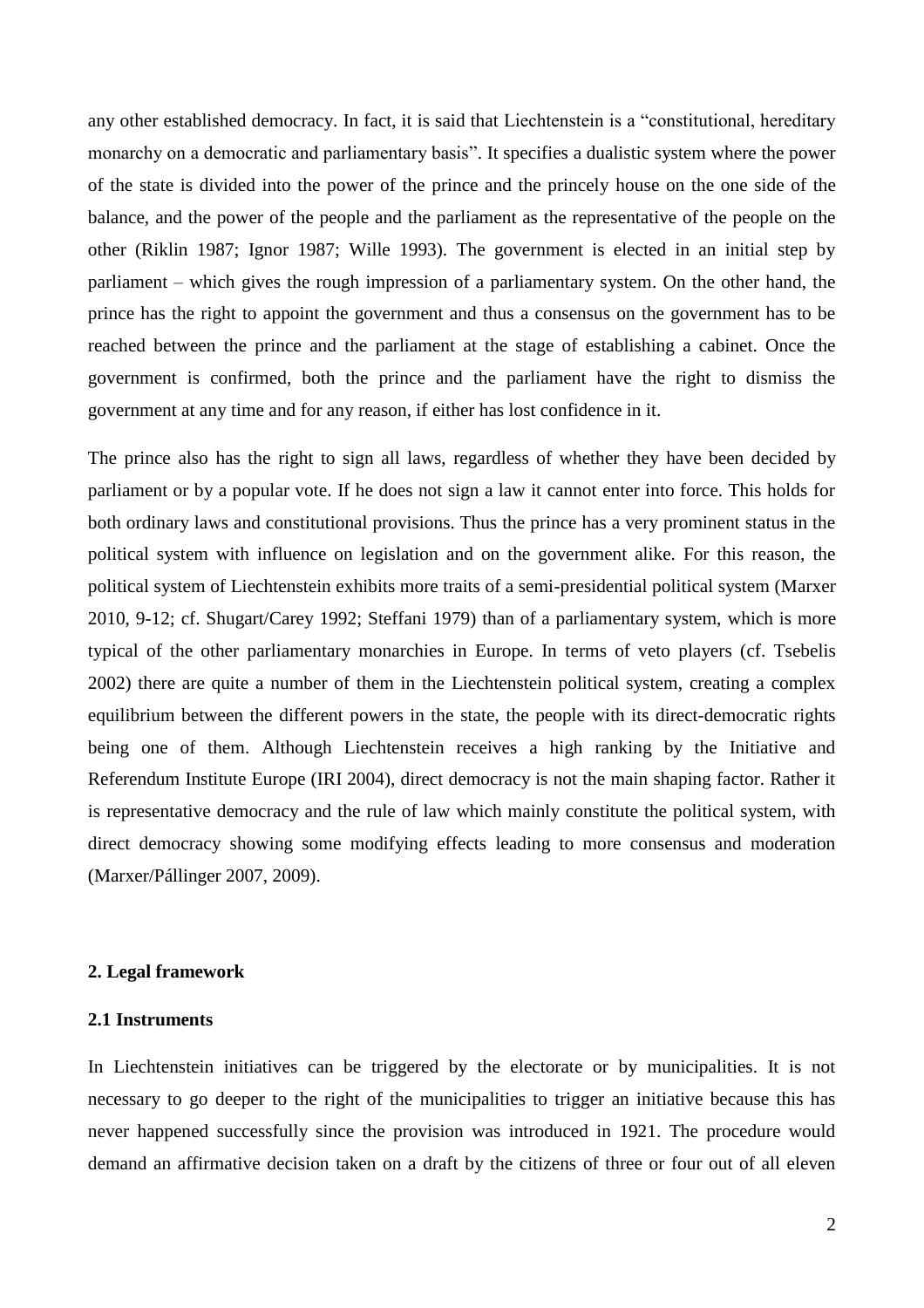any other established democracy. In fact, it is said that Liechtenstein is a "constitutional, hereditary monarchy on a democratic and parliamentary basis". It specifies a dualistic system where the power of the state is divided into the power of the prince and the princely house on the one side of the balance, and the power of the people and the parliament as the representative of the people on the other (Riklin 1987; Ignor 1987; Wille 1993). The government is elected in an initial step by parliament – which gives the rough impression of a parliamentary system. On the other hand, the prince has the right to appoint the government and thus a consensus on the government has to be reached between the prince and the parliament at the stage of establishing a cabinet. Once the government is confirmed, both the prince and the parliament have the right to dismiss the government at any time and for any reason, if either has lost confidence in it.

The prince also has the right to sign all laws, regardless of whether they have been decided by parliament or by a popular vote. If he does not sign a law it cannot enter into force. This holds for both ordinary laws and constitutional provisions. Thus the prince has a very prominent status in the political system with influence on legislation and on the government alike. For this reason, the political system of Liechtenstein exhibits more traits of a semi-presidential political system (Marxer 2010, 9-12; cf. Shugart/Carey 1992; Steffani 1979) than of a parliamentary system, which is more typical of the other parliamentary monarchies in Europe. In terms of veto players (cf. Tsebelis 2002) there are quite a number of them in the Liechtenstein political system, creating a complex equilibrium between the different powers in the state, the people with its direct-democratic rights being one of them. Although Liechtenstein receives a high ranking by the Initiative and Referendum Institute Europe (IRI 2004), direct democracy is not the main shaping factor. Rather it is representative democracy and the rule of law which mainly constitute the political system, with direct democracy showing some modifying effects leading to more consensus and moderation (Marxer/Pállinger 2007, 2009).

## 2. Legal framework

### 2.1 Instruments

In Liechtenstein initiatives can be triggered by the electorate or by municipalities. It is not necessary to go deeper to the right of the municipalities to trigger an initiative because this has never happened successfully since the provision was introduced in 1921. The procedure would demand an affirmative decision taken on a draft by the citizens of three or four out of all eleven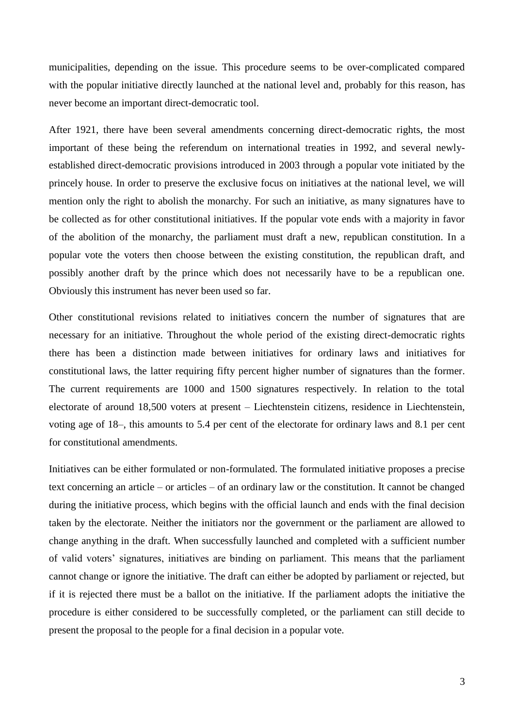municipalities, depending on the issue. This procedure seems to be over-complicated compared with the popular initiative directly launched at the national level and, probably for this reason, has never become an important direct-democratic tool.

After 1921, there have been several amendments concerning direct-democratic rights, the most important of these being the referendum on international treaties in 1992, and several newly-established direct-democratic provisions introduced in 2003 through a popular vote initiated by the princely house. In order to preserve the exclusive focus on initiatives at the national level, we will mention only the right to abolish the monarchy. For such an initiative, as many signatures have to be collected as for other constitutional initiatives. If the popular vote ends with a majority in favor of the abolition of the monarchy, the parliament must draft a new, republican constitution. In a popular vote the voters then choose between the existing constitution, the republican draft, and possibly another draft by the prince which does not necessarily have to be a republican one. Obviously this instrument has never been used so far.

Other constitutional revisions related to initiatives concern the number of signatures that are necessary for an initiative. Throughout the whole period of the existing direct-democratic rights there has been a distinction made between initiatives for ordinary laws and initiatives for constitutional laws, the latter requiring fifty percent higher number of signatures than the former. The current requirements are 1000 and 1500 signatures respectively. In relation to the total electorate of around 18,500 voters at present – Liechtenstein citizens, residence in Liechtenstein, voting age of 18–, this amounts to 5.4 per cent of the electorate for ordinary laws and 8.1 per cent for constitutional amendments.

Initiatives can be either formulated or non-formulated. The formulated initiative proposes a precise text concerning an article – or articles – of an ordinary law or the constitution. It cannot be changed during the initiative process, which begins with the official launch and ends with the final decision taken by the electorate. Neither the initiators nor the government or the parliament are allowed to change anything in the draft. When successfully launched and completed with a sufficient number of valid voters' signatures, initiatives are binding on parliament. This means that the parliament cannot change or ignore the initiative. The draft can either be adopted by parliament or rejected, but if it is rejected there must be a ballot on the initiative. If the parliament adopts the initiative the procedure is either considered to be successfully completed, or the parliament can still decide to present the proposal to the people for a final decision in a popular vote.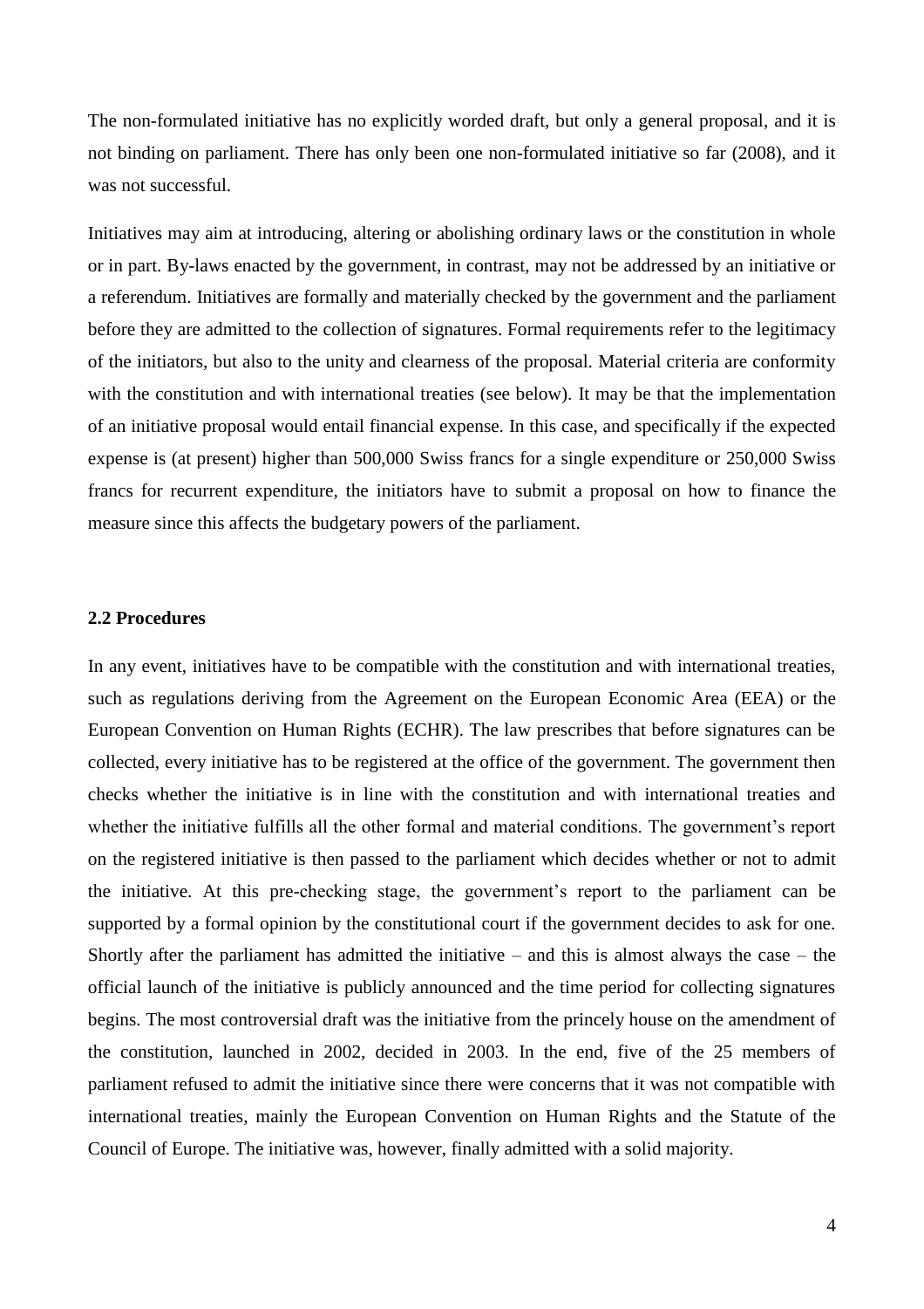The non-formulated initiative has no explicitly worded draft, but only a general proposal, and it is not binding on parliament. There has only been one non-formulated initiative so far (2008), and it was not successful.

Initiatives may aim at introducing, altering or abolishing ordinary laws or the constitution in whole or in part. By-laws enacted by the government, in contrast, may not be addressed by an initiative or a referendum. Initiatives are formally and materially checked by the government and the parliament before they are admitted to the collection of signatures. Formal requirements refer to the legitimacy of the initiators, but also to the unity and clearness of the proposal. Material criteria are conformity with the constitution and with international treaties (see below). It may be that the implementation of an initiative proposal would entail financial expense. In this case, and specifically if the expected expense is (at present) higher than 500,000 Swiss francs for a single expenditure or 250,000 Swiss francs for recurrent expenditure, the initiators have to submit a proposal on how to finance the measure since this affects the budgetary powers of the parliament.

### 2.2 Procedures

In any event, initiatives have to be compatible with the constitution and with international treaties, such as regulations deriving from the Agreement on the European Economic Area (EEA) or the European Convention on Human Rights (ECHR). The law prescribes that before signatures can be collected, every initiative has to be registered at the office of the government. The government then checks whether the initiative is in line with the constitution and with international treaties and whether the initiative fulfills all the other formal and material conditions. The government's report on the registered initiative is then passed to the parliament which decides whether or not to admit the initiative. At this pre-checking stage, the government's report to the parliament can be supported by a formal opinion by the constitutional court if the government decides to ask for one. Shortly after the parliament has admitted the initiative – and this is almost always the case – the official launch of the initiative is publicly announced and the time period for collecting signatures begins. The most controversial draft was the initiative from the princely house on the amendment of the constitution, launched in 2002, decided in 2003. In the end, five of the 25 members of parliament refused to admit the initiative since there were concerns that it was not compatible with international treaties, mainly the European Convention on Human Rights and the Statute of the Council of Europe. The initiative was, however, finally admitted with a solid majority.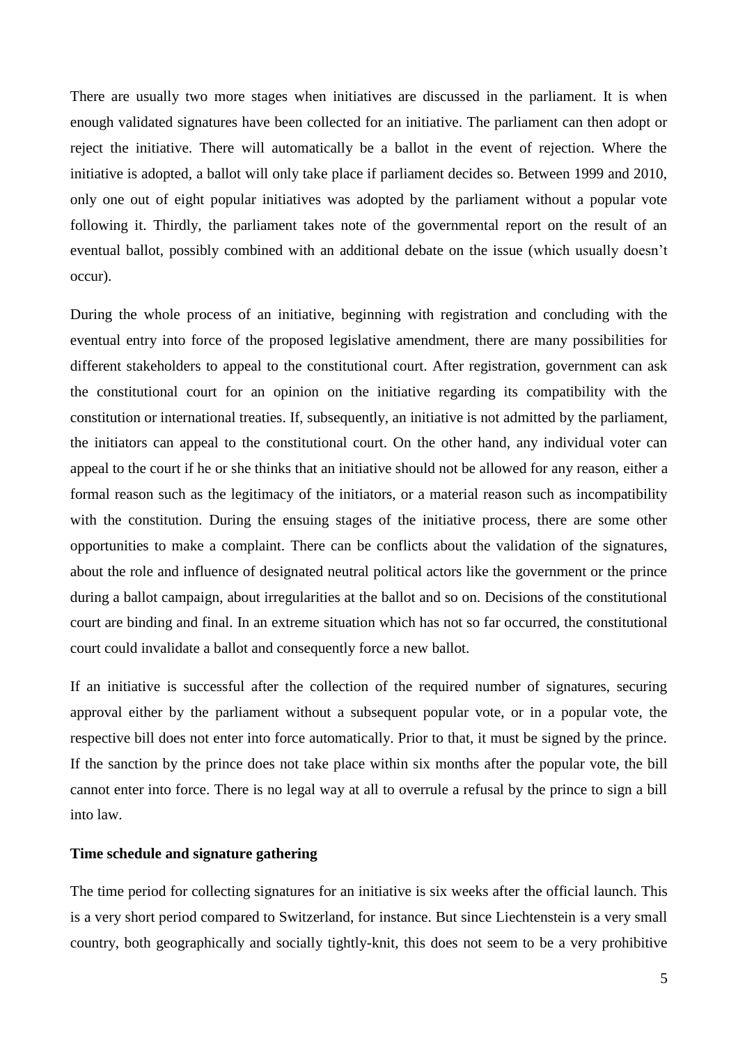There are usually two more stages when initiatives are discussed in the parliament. It is when enough validated signatures have been collected for an initiative. The parliament can then adopt or reject the initiative. There will automatically be a ballot in the event of rejection. Where the initiative is adopted, a ballot will only take place if parliament decides so. Between 1999 and 2010, only one out of eight popular initiatives was adopted by the parliament without a popular vote following it. Thirdly, the parliament takes note of the governmental report on the result of an eventual ballot, possibly combined with an additional debate on the issue (which usually doesn't occur).

During the whole process of an initiative, beginning with registration and concluding with the eventual entry into force of the proposed legislative amendment, there are many possibilities for different stakeholders to appeal to the constitutional court. After registration, government can ask the constitutional court for an opinion on the initiative regarding its compatibility with the constitution or international treaties. If, subsequently, an initiative is not admitted by the parliament, the initiators can appeal to the constitutional court. On the other hand, any individual voter can appeal to the court if he or she thinks that an initiative should not be allowed for any reason, either a formal reason such as the legitimacy of the initiators, or a material reason such as incompatibility with the constitution. During the ensuing stages of the initiative process, there are some other opportunities to make a complaint. There can be conflicts about the validation of the signatures, about the role and influence of designated neutral political actors like the government or the prince during a ballot campaign, about irregularities at the ballot and so on. Decisions of the constitutional court are binding and final. In an extreme situation which has not so far occurred, the constitutional court could invalidate a ballot and consequently force a new ballot.

If an initiative is successful after the collection of the required number of signatures, securing approval either by the parliament without a subsequent popular vote, or in a popular vote, the respective bill does not enter into force automatically. Prior to that, it must be signed by the prince. If the sanction by the prince does not take place within six months after the popular vote, the bill cannot enter into force. There is no legal way at all to overrule a refusal by the prince to sign a bill into law.

**Time schedule and signature gathering**

The time period for collecting signatures for an initiative is six weeks after the official launch. This is a very short period compared to Switzerland, for instance. But since Liechtenstein is a very small country, both geographically and socially tightly-knit, this does not seem to be a very prohibitive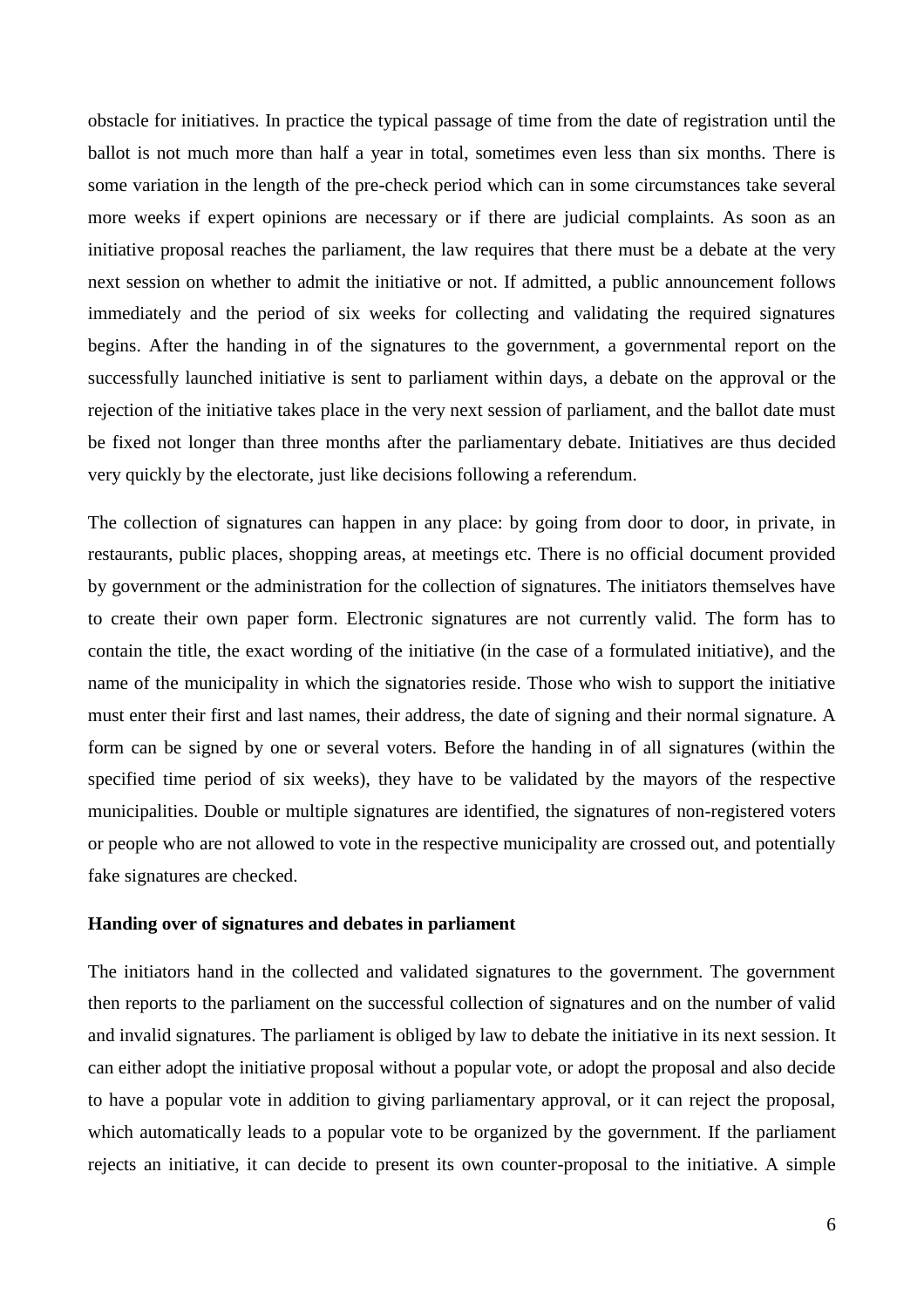obstacle for initiatives. In practice the typical passage of time from the date of registration until the ballot is not much more than half a year in total, sometimes even less than six months. There is some variation in the length of the pre-check period which can in some circumstances take several more weeks if expert opinions are necessary or if there are judicial complaints. As soon as an initiative proposal reaches the parliament, the law requires that there must be a debate at the very next session on whether to admit the initiative or not. If admitted, a public announcement follows immediately and the period of six weeks for collecting and validating the required signatures begins. After the handing in of the signatures to the government, a governmental report on the successfully launched initiative is sent to parliament within days, a debate on the approval or the rejection of the initiative takes place in the very next session of parliament, and the ballot date must be fixed not longer than three months after the parliamentary debate. Initiatives are thus decided very quickly by the electorate, just like decisions following a referendum.

The collection of signatures can happen in any place: by going from door to door, in private, in restaurants, public places, shopping areas, at meetings etc. There is no official document provided by government or the administration for the collection of signatures. The initiators themselves have to create their own paper form. Electronic signatures are not currently valid. The form has to contain the title, the exact wording of the initiative (in the case of a formulated initiative), and the name of the municipality in which the signatories reside. Those who wish to support the initiative must enter their first and last names, their address, the date of signing and their normal signature. A form can be signed by one or several voters. Before the handing in of all signatures (within the specified time period of six weeks), they have to be validated by the mayors of the respective municipalities. Double or multiple signatures are identified, the signatures of non-registered voters or people who are not allowed to vote in the respective municipality are crossed out, and potentially fake signatures are checked.

**Handing over of signatures and debates in parliament**

The initiators hand in the collected and validated signatures to the government. The government then reports to the parliament on the successful collection of signatures and on the number of valid and invalid signatures. The parliament is obliged by law to debate the initiative in its next session. It can either adopt the initiative proposal without a popular vote, or adopt the proposal and also decide to have a popular vote in addition to giving parliamentary approval, or it can reject the proposal, which automatically leads to a popular vote to be organized by the government. If the parliament rejects an initiative, it can decide to present its own counter-proposal to the initiative. A simple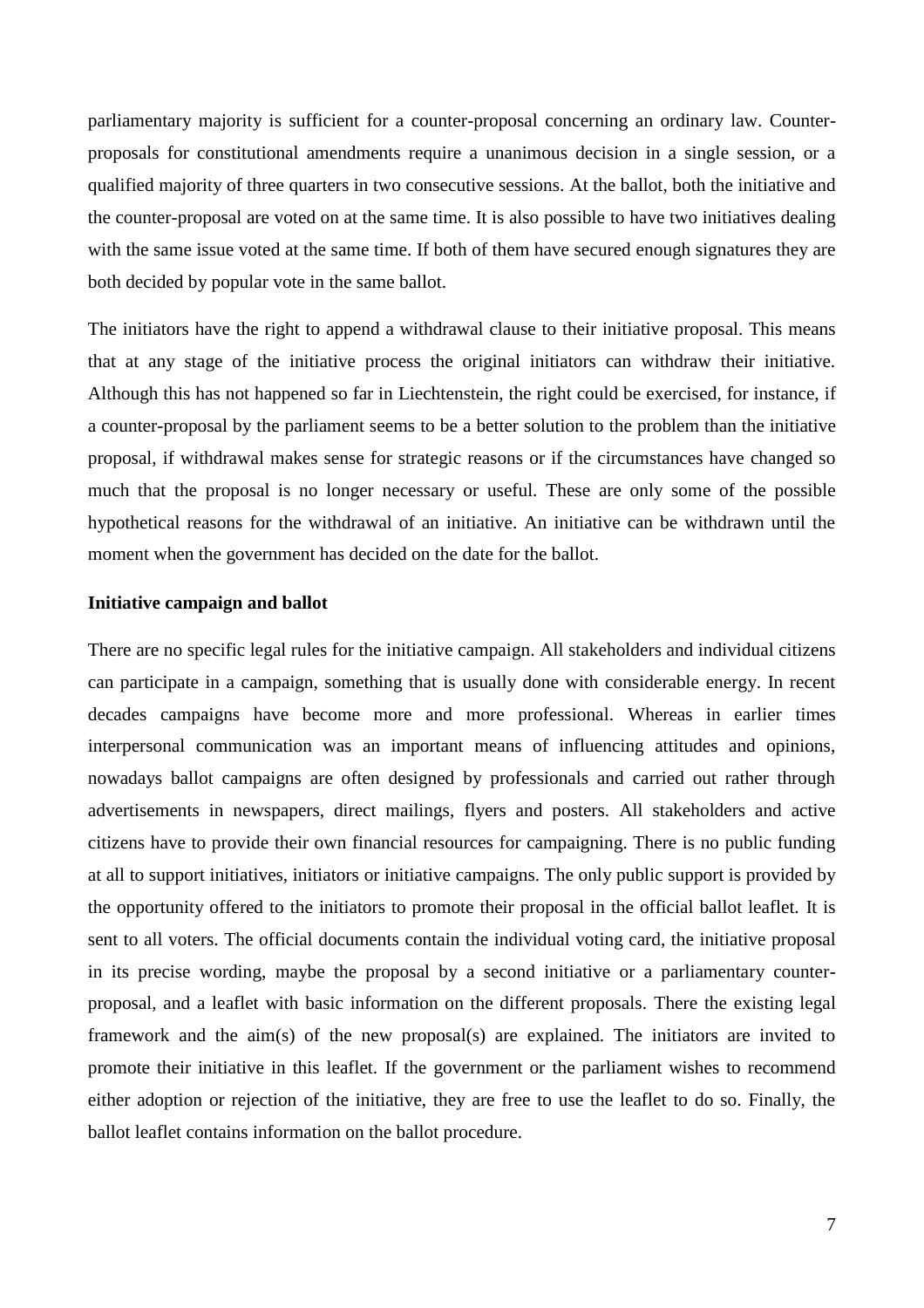parliamentary majority is sufficient for a counter-proposal concerning an ordinary law. Counter-proposals for constitutional amendments require a unanimous decision in a single session, or a qualified majority of three quarters in two consecutive sessions. At the ballot, both the initiative and the counter-proposal are voted on at the same time. It is also possible to have two initiatives dealing with the same issue voted at the same time. If both of them have secured enough signatures they are both decided by popular vote in the same ballot.

The initiators have the right to append a withdrawal clause to their initiative proposal. This means that at any stage of the initiative process the original initiators can withdraw their initiative. Although this has not happened so far in Liechtenstein, the right could be exercised, for instance, if a counter-proposal by the parliament seems to be a better solution to the problem than the initiative proposal, if withdrawal makes sense for strategic reasons or if the circumstances have changed so much that the proposal is no longer necessary or useful. These are only some of the possible hypothetical reasons for the withdrawal of an initiative. An initiative can be withdrawn until the moment when the government has decided on the date for the ballot.

**Initiative campaign and ballot**

There are no specific legal rules for the initiative campaign. All stakeholders and individual citizens can participate in a campaign, something that is usually done with considerable energy. In recent decades campaigns have become more and more professional. Whereas in earlier times interpersonal communication was an important means of influencing attitudes and opinions, nowadays ballot campaigns are often designed by professionals and carried out rather through advertisements in newspapers, direct mailings, flyers and posters. All stakeholders and active citizens have to provide their own financial resources for campaigning. There is no public funding at all to support initiatives, initiators or initiative campaigns. The only public support is provided by the opportunity offered to the initiators to promote their proposal in the official ballot leaflet. It is sent to all voters. The official documents contain the individual voting card, the initiative proposal in its precise wording, maybe the proposal by a second initiative or a parliamentary counter-proposal, and a leaflet with basic information on the different proposals. There the existing legal framework and the aim(s) of the new proposal(s) are explained. The initiators are invited to promote their initiative in this leaflet. If the government or the parliament wishes to recommend either adoption or rejection of the initiative, they are free to use the leaflet to do so. Finally, the ballot leaflet contains information on the ballot procedure.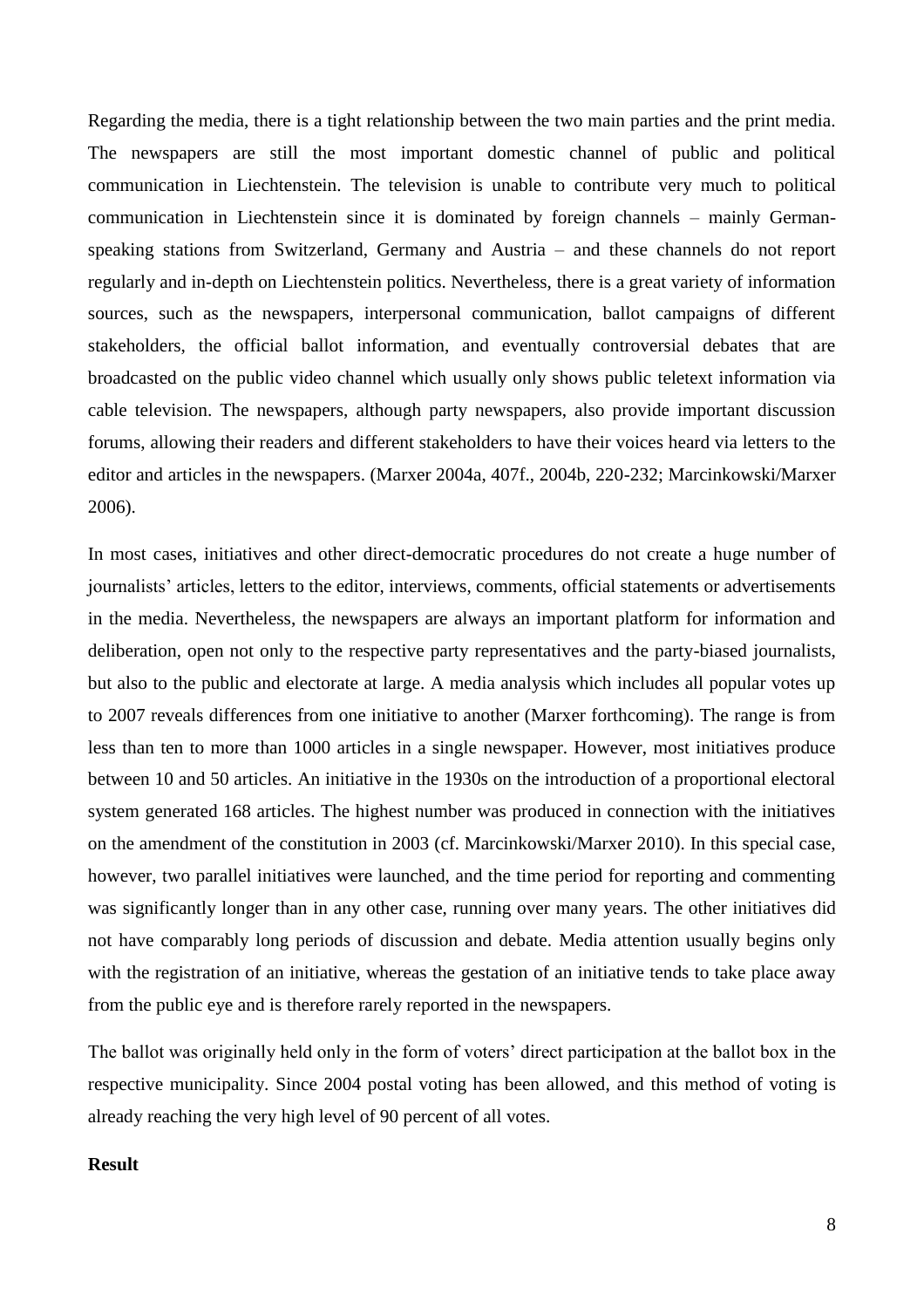Regarding the media, there is a tight relationship between the two main parties and the print media. The newspapers are still the most important domestic channel of public and political communication in Liechtenstein. The television is unable to contribute very much to political communication in Liechtenstein since it is dominated by foreign channels – mainly German-speaking stations from Switzerland, Germany and Austria – and these channels do not report regularly and in-depth on Liechtenstein politics. Nevertheless, there is a great variety of information sources, such as the newspapers, interpersonal communication, ballot campaigns of different stakeholders, the official ballot information, and eventually controversial debates that are broadcasted on the public video channel which usually only shows public teletext information via cable television. The newspapers, although party newspapers, also provide important discussion forums, allowing their readers and different stakeholders to have their voices heard via letters to the editor and articles in the newspapers. (Marxer 2004a, 407f., 2004b, 220-232; Marcinkowski/Marxer 2006).

In most cases, initiatives and other direct-democratic procedures do not create a huge number of journalists' articles, letters to the editor, interviews, comments, official statements or advertisements in the media. Nevertheless, the newspapers are always an important platform for information and deliberation, open not only to the respective party representatives and the party-biased journalists, but also to the public and electorate at large. A media analysis which includes all popular votes up to 2007 reveals differences from one initiative to another (Marxer forthcoming). The range is from less than ten to more than 1000 articles in a single newspaper. However, most initiatives produce between 10 and 50 articles. An initiative in the 1930s on the introduction of a proportional electoral system generated 168 articles. The highest number was produced in connection with the initiatives on the amendment of the constitution in 2003 (cf. Marcinkowski/Marxer 2010). In this special case, however, two parallel initiatives were launched, and the time period for reporting and commenting was significantly longer than in any other case, running over many years. The other initiatives did not have comparably long periods of discussion and debate. Media attention usually begins only with the registration of an initiative, whereas the gestation of an initiative tends to take place away from the public eye and is therefore rarely reported in the newspapers.

The ballot was originally held only in the form of voters' direct participation at the ballot box in the respective municipality. Since 2004 postal voting has been allowed, and this method of voting is already reaching the very high level of 90 percent of all votes.

**Result**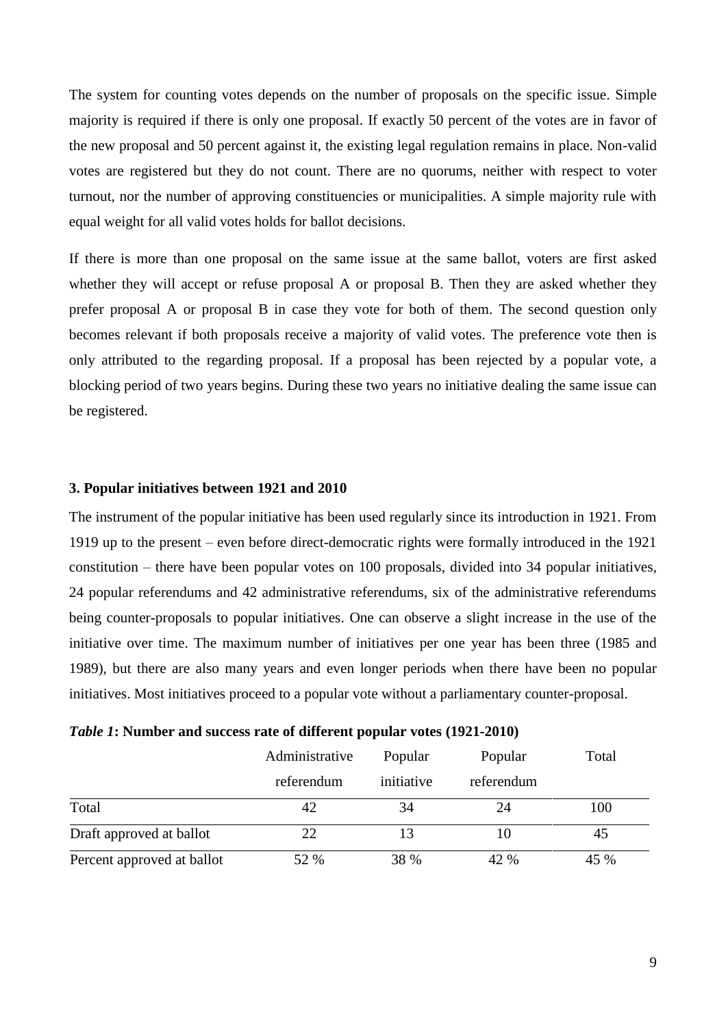The system for counting votes depends on the number of proposals on the specific issue. Simple majority is required if there is only one proposal. If exactly 50 percent of the votes are in favor of the new proposal and 50 percent against it, the existing legal regulation remains in place. Non-valid votes are registered but they do not count. There are no quorums, neither with respect to voter turnout, nor the number of approving constituencies or municipalities. A simple majority rule with equal weight for all valid votes holds for ballot decisions.

If there is more than one proposal on the same issue at the same ballot, voters are first asked whether they will accept or refuse proposal A or proposal B. Then they are asked whether they prefer proposal A or proposal B in case they vote for both of them. The second question only becomes relevant if both proposals receive a majority of valid votes. The preference vote then is only attributed to the regarding proposal. If a proposal has been rejected by a popular vote, a blocking period of two years begins. During these two years no initiative dealing the same issue can be registered.

### 3. Popular initiatives between 1921 and 2010

The instrument of the popular initiative has been used regularly since its introduction in 1921. From 1919 up to the present – even before direct-democratic rights were formally introduced in the 1921 constitution – there have been popular votes on 100 proposals, divided into 34 popular initiatives, 24 popular referendums and 42 administrative referendums, six of the administrative referendums being counter-proposals to popular initiatives. One can observe a slight increase in the use of the initiative over time. The maximum number of initiatives per one year has been three (1985 and 1989), but there are also many years and even longer periods when there have been no popular initiatives. Most initiatives proceed to a popular vote without a parliamentary counter-proposal.

***Table 1*****: Number and success rate of different popular votes (1921-2010)**

| | Administrative referendum | Popular initiative | Popular referendum | Total |
|---|---|---|---|---|
| Total | 42 | 34 | 24 | 100 |
| Draft approved at ballot | 22 | 13 | 10 | 45 |
| Percent approved at ballot | 52 % | 38 % | 42 % | 45 % |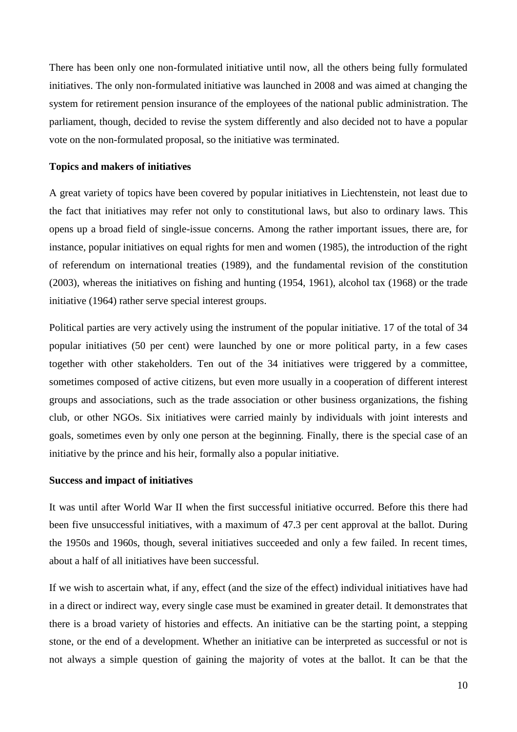There has been only one non-formulated initiative until now, all the others being fully formulated initiatives. The only non-formulated initiative was launched in 2008 and was aimed at changing the system for retirement pension insurance of the employees of the national public administration. The parliament, though, decided to revise the system differently and also decided not to have a popular vote on the non-formulated proposal, so the initiative was terminated.

**Topics and makers of initiatives**

A great variety of topics have been covered by popular initiatives in Liechtenstein, not least due to the fact that initiatives may refer not only to constitutional laws, but also to ordinary laws. This opens up a broad field of single-issue concerns. Among the rather important issues, there are, for instance, popular initiatives on equal rights for men and women (1985), the introduction of the right of referendum on international treaties (1989), and the fundamental revision of the constitution (2003), whereas the initiatives on fishing and hunting (1954, 1961), alcohol tax (1968) or the trade initiative (1964) rather serve special interest groups.

Political parties are very actively using the instrument of the popular initiative. 17 of the total of 34 popular initiatives (50 per cent) were launched by one or more political party, in a few cases together with other stakeholders. Ten out of the 34 initiatives were triggered by a committee, sometimes composed of active citizens, but even more usually in a cooperation of different interest groups and associations, such as the trade association or other business organizations, the fishing club, or other NGOs. Six initiatives were carried mainly by individuals with joint interests and goals, sometimes even by only one person at the beginning. Finally, there is the special case of an initiative by the prince and his heir, formally also a popular initiative.

**Success and impact of initiatives**

It was until after World War II when the first successful initiative occurred. Before this there had been five unsuccessful initiatives, with a maximum of 47.3 per cent approval at the ballot. During the 1950s and 1960s, though, several initiatives succeeded and only a few failed. In recent times, about a half of all initiatives have been successful.

If we wish to ascertain what, if any, effect (and the size of the effect) individual initiatives have had in a direct or indirect way, every single case must be examined in greater detail. It demonstrates that there is a broad variety of histories and effects. An initiative can be the starting point, a stepping stone, or the end of a development. Whether an initiative can be interpreted as successful or not is not always a simple question of gaining the majority of votes at the ballot. It can be that the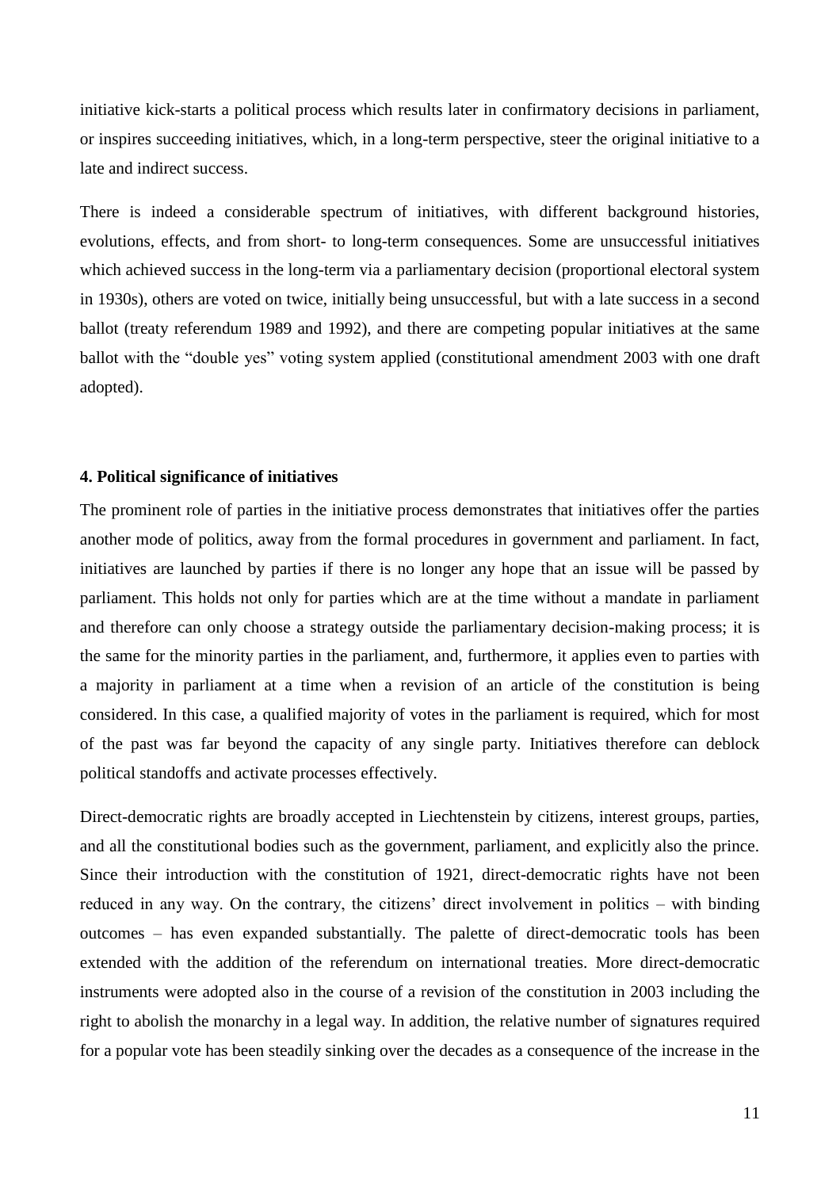initiative kick-starts a political process which results later in confirmatory decisions in parliament, or inspires succeeding initiatives, which, in a long-term perspective, steer the original initiative to a late and indirect success.

There is indeed a considerable spectrum of initiatives, with different background histories, evolutions, effects, and from short- to long-term consequences. Some are unsuccessful initiatives which achieved success in the long-term via a parliamentary decision (proportional electoral system in 1930s), others are voted on twice, initially being unsuccessful, but with a late success in a second ballot (treaty referendum 1989 and 1992), and there are competing popular initiatives at the same ballot with the "double yes" voting system applied (constitutional amendment 2003 with one draft adopted).

### 4. Political significance of initiatives

The prominent role of parties in the initiative process demonstrates that initiatives offer the parties another mode of politics, away from the formal procedures in government and parliament. In fact, initiatives are launched by parties if there is no longer any hope that an issue will be passed by parliament. This holds not only for parties which are at the time without a mandate in parliament and therefore can only choose a strategy outside the parliamentary decision-making process; it is the same for the minority parties in the parliament, and, furthermore, it applies even to parties with a majority in parliament at a time when a revision of an article of the constitution is being considered. In this case, a qualified majority of votes in the parliament is required, which for most of the past was far beyond the capacity of any single party. Initiatives therefore can deblock political standoffs and activate processes effectively.

Direct-democratic rights are broadly accepted in Liechtenstein by citizens, interest groups, parties, and all the constitutional bodies such as the government, parliament, and explicitly also the prince. Since their introduction with the constitution of 1921, direct-democratic rights have not been reduced in any way. On the contrary, the citizens' direct involvement in politics – with binding outcomes – has even expanded substantially. The palette of direct-democratic tools has been extended with the addition of the referendum on international treaties. More direct-democratic instruments were adopted also in the course of a revision of the constitution in 2003 including the right to abolish the monarchy in a legal way. In addition, the relative number of signatures required for a popular vote has been steadily sinking over the decades as a consequence of the increase in the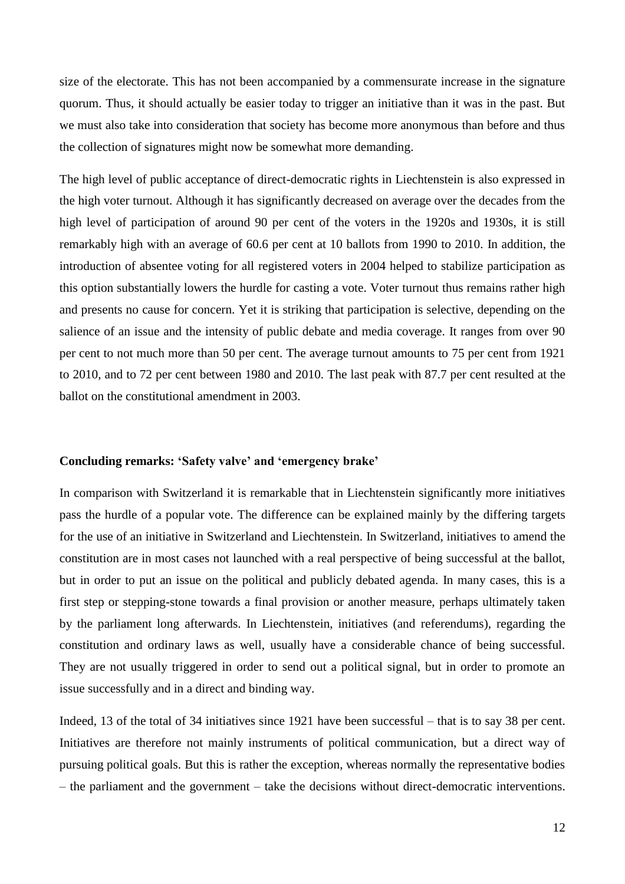size of the electorate. This has not been accompanied by a commensurate increase in the signature quorum. Thus, it should actually be easier today to trigger an initiative than it was in the past. But we must also take into consideration that society has become more anonymous than before and thus the collection of signatures might now be somewhat more demanding.

The high level of public acceptance of direct-democratic rights in Liechtenstein is also expressed in the high voter turnout. Although it has significantly decreased on average over the decades from the high level of participation of around 90 per cent of the voters in the 1920s and 1930s, it is still remarkably high with an average of 60.6 per cent at 10 ballots from 1990 to 2010. In addition, the introduction of absentee voting for all registered voters in 2004 helped to stabilize participation as this option substantially lowers the hurdle for casting a vote. Voter turnout thus remains rather high and presents no cause for concern. Yet it is striking that participation is selective, depending on the salience of an issue and the intensity of public debate and media coverage. It ranges from over 90 per cent to not much more than 50 per cent. The average turnout amounts to 75 per cent from 1921 to 2010, and to 72 per cent between 1980 and 2010. The last peak with 87.7 per cent resulted at the ballot on the constitutional amendment in 2003.

### Concluding remarks: 'Safety valve' and 'emergency brake'

In comparison with Switzerland it is remarkable that in Liechtenstein significantly more initiatives pass the hurdle of a popular vote. The difference can be explained mainly by the differing targets for the use of an initiative in Switzerland and Liechtenstein. In Switzerland, initiatives to amend the constitution are in most cases not launched with a real perspective of being successful at the ballot, but in order to put an issue on the political and publicly debated agenda. In many cases, this is a first step or stepping-stone towards a final provision or another measure, perhaps ultimately taken by the parliament long afterwards. In Liechtenstein, initiatives (and referendums), regarding the constitution and ordinary laws as well, usually have a considerable chance of being successful. They are not usually triggered in order to send out a political signal, but in order to promote an issue successfully and in a direct and binding way.

Indeed, 13 of the total of 34 initiatives since 1921 have been successful – that is to say 38 per cent. Initiatives are therefore not mainly instruments of political communication, but a direct way of pursuing political goals. But this is rather the exception, whereas normally the representative bodies – the parliament and the government – take the decisions without direct-democratic interventions.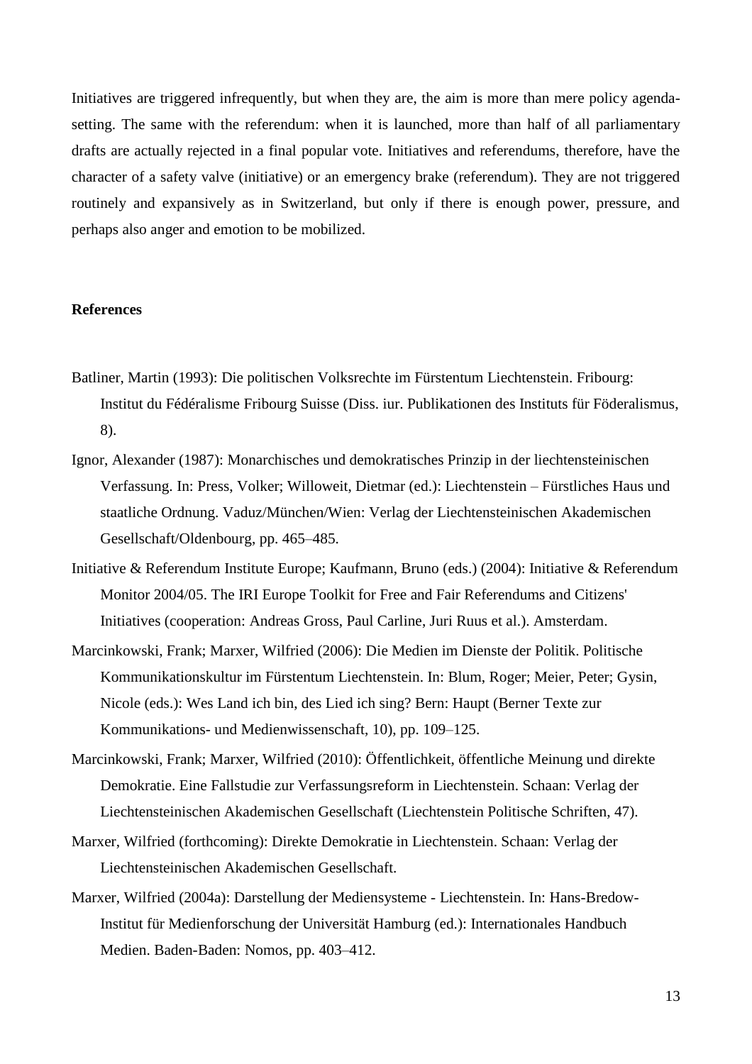Initiatives are triggered infrequently, but when they are, the aim is more than mere policy agenda-setting. The same with the referendum: when it is launched, more than half of all parliamentary drafts are actually rejected in a final popular vote. Initiatives and referendums, therefore, have the character of a safety valve (initiative) or an emergency brake (referendum). They are not triggered routinely and expansively as in Switzerland, but only if there is enough power, pressure, and perhaps also anger and emotion to be mobilized.

## References

Batliner, Martin (1993): Die politischen Volksrechte im Fürstentum Liechtenstein. Fribourg: Institut du Fédéralisme Fribourg Suisse (Diss. iur. Publikationen des Instituts für Föderalismus, 8).

Ignor, Alexander (1987): Monarchisches und demokratisches Prinzip in der liechtensteinischen Verfassung. In: Press, Volker; Willoweit, Dietmar (ed.): Liechtenstein – Fürstliches Haus und staatliche Ordnung. Vaduz/München/Wien: Verlag der Liechtensteinischen Akademischen Gesellschaft/Oldenbourg, pp. 465–485.

Initiative & Referendum Institute Europe; Kaufmann, Bruno (eds.) (2004): Initiative & Referendum Monitor 2004/05. The IRI Europe Toolkit for Free and Fair Referendums and Citizens' Initiatives (cooperation: Andreas Gross, Paul Carline, Juri Ruus et al.). Amsterdam.

Marcinkowski, Frank; Marxer, Wilfried (2006): Die Medien im Dienste der Politik. Politische Kommunikationskultur im Fürstentum Liechtenstein. In: Blum, Roger; Meier, Peter; Gysin, Nicole (eds.): Wes Land ich bin, des Lied ich sing? Bern: Haupt (Berner Texte zur Kommunikations- und Medienwissenschaft, 10), pp. 109–125.

Marcinkowski, Frank; Marxer, Wilfried (2010): Öffentlichkeit, öffentliche Meinung und direkte Demokratie. Eine Fallstudie zur Verfassungsreform in Liechtenstein. Schaan: Verlag der Liechtensteinischen Akademischen Gesellschaft (Liechtenstein Politische Schriften, 47).

Marxer, Wilfried (forthcoming): Direkte Demokratie in Liechtenstein. Schaan: Verlag der Liechtensteinischen Akademischen Gesellschaft.

Marxer, Wilfried (2004a): Darstellung der Mediensysteme - Liechtenstein. In: Hans-Bredow-Institut für Medienforschung der Universität Hamburg (ed.): Internationales Handbuch Medien. Baden-Baden: Nomos, pp. 403–412.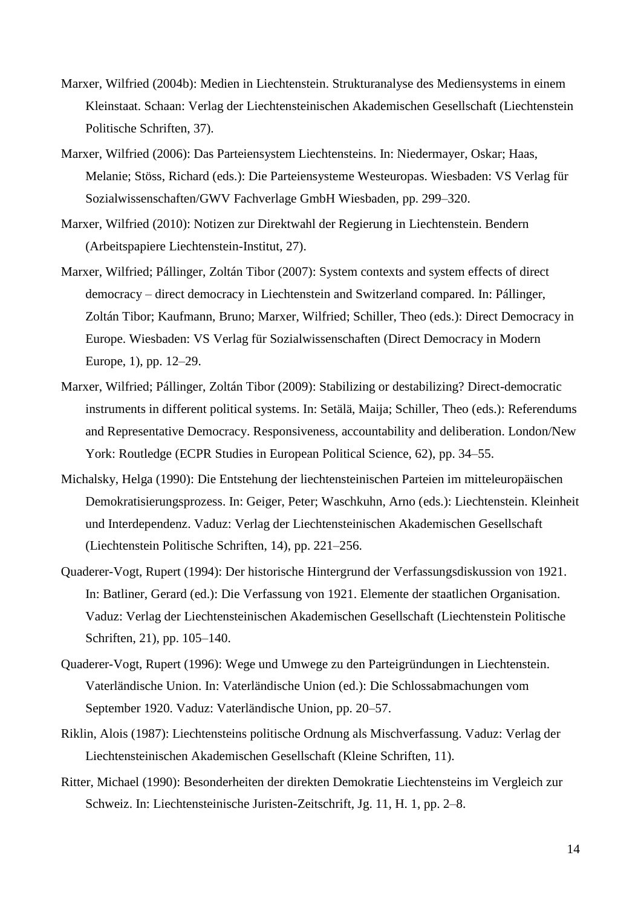Marxer, Wilfried (2004b): Medien in Liechtenstein. Strukturanalyse des Mediensystems in einem Kleinstaat. Schaan: Verlag der Liechtensteinischen Akademischen Gesellschaft (Liechtenstein Politische Schriften, 37).

Marxer, Wilfried (2006): Das Parteiensystem Liechtensteins. In: Niedermayer, Oskar; Haas, Melanie; Stöss, Richard (eds.): Die Parteiensysteme Westeuropas. Wiesbaden: VS Verlag für Sozialwissenschaften/GWV Fachverlage GmbH Wiesbaden, pp. 299–320.

Marxer, Wilfried (2010): Notizen zur Direktwahl der Regierung in Liechtenstein. Bendern (Arbeitspapiere Liechtenstein-Institut, 27).

Marxer, Wilfried; Pállinger, Zoltán Tibor (2007): System contexts and system effects of direct democracy – direct democracy in Liechtenstein and Switzerland compared. In: Pállinger, Zoltán Tibor; Kaufmann, Bruno; Marxer, Wilfried; Schiller, Theo (eds.): Direct Democracy in Europe. Wiesbaden: VS Verlag für Sozialwissenschaften (Direct Democracy in Modern Europe, 1), pp. 12–29.

Marxer, Wilfried; Pállinger, Zoltán Tibor (2009): Stabilizing or destabilizing? Direct-democratic instruments in different political systems. In: Setälä, Maija; Schiller, Theo (eds.): Referendums and Representative Democracy. Responsiveness, accountability and deliberation. London/New York: Routledge (ECPR Studies in European Political Science, 62), pp. 34–55.

Michalsky, Helga (1990): Die Entstehung der liechtensteinischen Parteien im mitteleuropäischen Demokratisierungsprozess. In: Geiger, Peter; Waschkuhn, Arno (eds.): Liechtenstein. Kleinheit und Interdependenz. Vaduz: Verlag der Liechtensteinischen Akademischen Gesellschaft (Liechtenstein Politische Schriften, 14), pp. 221–256.

Quaderer-Vogt, Rupert (1994): Der historische Hintergrund der Verfassungsdiskussion von 1921. In: Batliner, Gerard (ed.): Die Verfassung von 1921. Elemente der staatlichen Organisation. Vaduz: Verlag der Liechtensteinischen Akademischen Gesellschaft (Liechtenstein Politische Schriften, 21), pp. 105–140.

Quaderer-Vogt, Rupert (1996): Wege und Umwege zu den Parteigründungen in Liechtenstein. Vaterländische Union. In: Vaterländische Union (ed.): Die Schlossabmachungen vom September 1920. Vaduz: Vaterländische Union, pp. 20–57.

Riklin, Alois (1987): Liechtensteins politische Ordnung als Mischverfassung. Vaduz: Verlag der Liechtensteinischen Akademischen Gesellschaft (Kleine Schriften, 11).

Ritter, Michael (1990): Besonderheiten der direkten Demokratie Liechtensteins im Vergleich zur Schweiz. In: Liechtensteinische Juristen-Zeitschrift, Jg. 11, H. 1, pp. 2–8.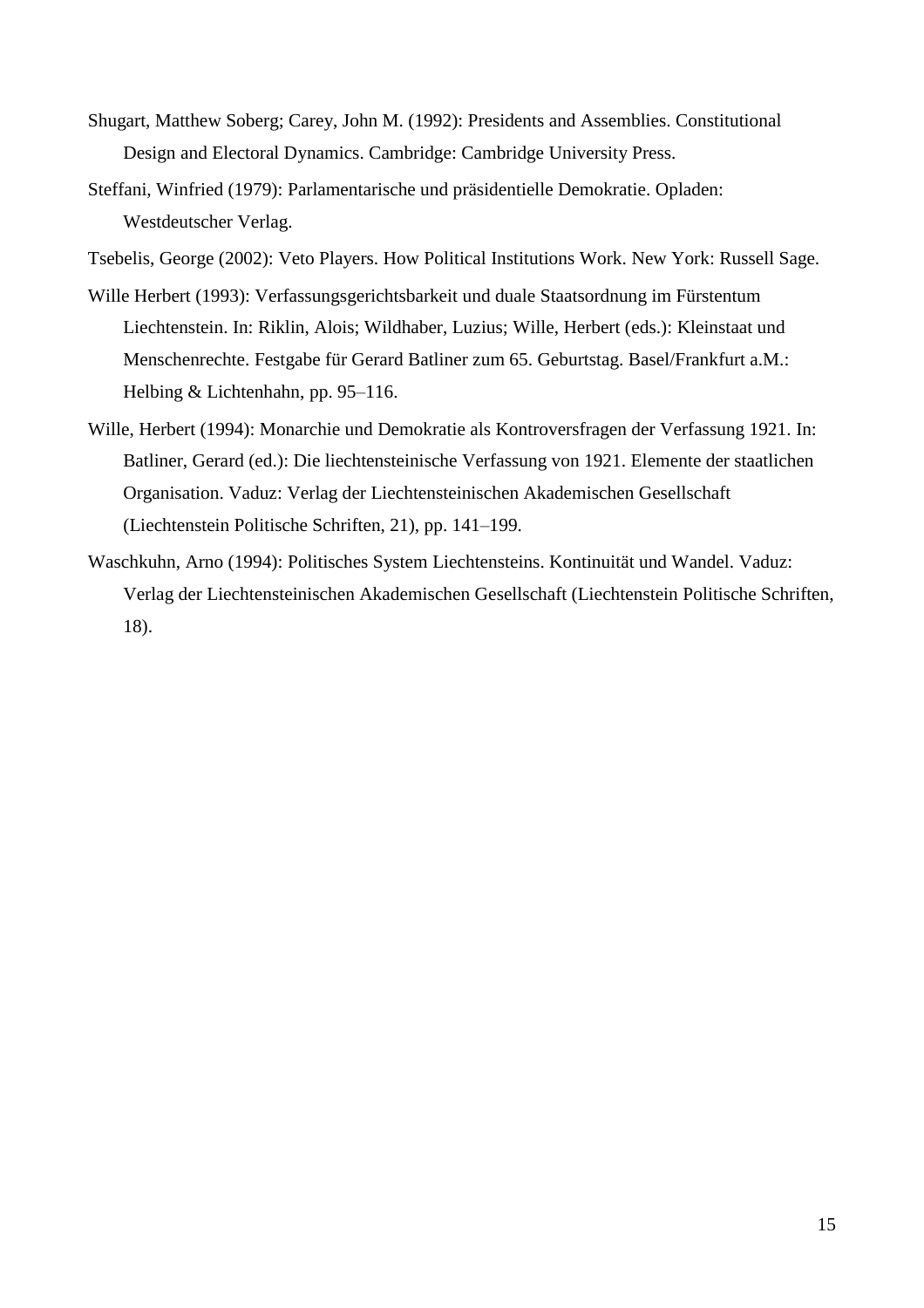Shugart, Matthew Soberg; Carey, John M. (1992): Presidents and Assemblies. Constitutional Design and Electoral Dynamics. Cambridge: Cambridge University Press.

Steffani, Winfried (1979): Parlamentarische und präsidentielle Demokratie. Opladen: Westdeutscher Verlag.

Tsebelis, George (2002): Veto Players. How Political Institutions Work. New York: Russell Sage.

Wille Herbert (1993): Verfassungsgerichtsbarkeit und duale Staatsordnung im Fürstentum Liechtenstein. In: Riklin, Alois; Wildhaber, Luzius; Wille, Herbert (eds.): Kleinstaat und Menschenrechte. Festgabe für Gerard Batliner zum 65. Geburtstag. Basel/Frankfurt a.M.: Helbing & Lichtenhahn, pp. 95–116.

Wille, Herbert (1994): Monarchie und Demokratie als Kontroversfragen der Verfassung 1921. In: Batliner, Gerard (ed.): Die liechtensteinische Verfassung von 1921. Elemente der staatlichen Organisation. Vaduz: Verlag der Liechtensteinischen Akademischen Gesellschaft (Liechtenstein Politische Schriften, 21), pp. 141–199.

Waschkuhn, Arno (1994): Politisches System Liechtensteins. Kontinuität und Wandel. Vaduz: Verlag der Liechtensteinischen Akademischen Gesellschaft (Liechtenstein Politische Schriften, 18).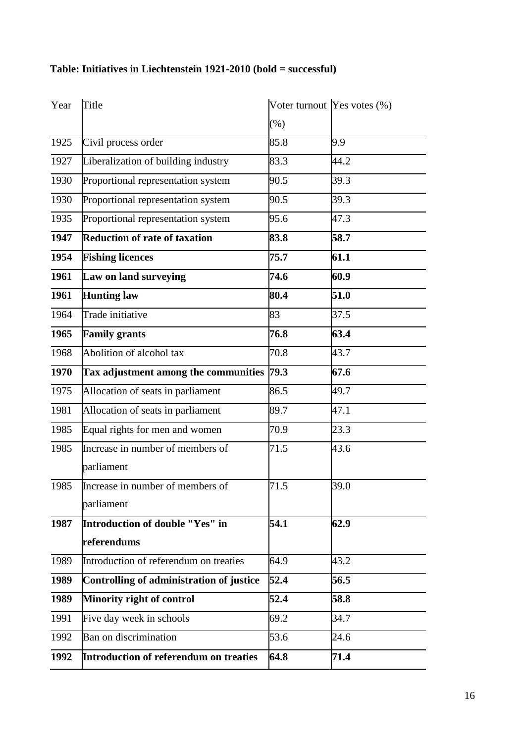**Table: Initiatives in Liechtenstein 1921-2010 (bold = successful)**

| Year | Title | Voter turnout (%) | Yes votes (%) |
|---|---|---|---|
| 1925 | Civil process order | 85.8 | 9.9 |
| 1927 | Liberalization of building industry | 83.3 | 44.2 |
| 1930 | Proportional representation system | 90.5 | 39.3 |
| 1930 | Proportional representation system | 90.5 | 39.3 |
| 1935 | Proportional representation system | 95.6 | 47.3 |
| **1947** | **Reduction of rate of taxation** | **83.8** | **58.7** |
| **1954** | **Fishing licences** | **75.7** | **61.1** |
| **1961** | **Law on land surveying** | **74.6** | **60.9** |
| **1961** | **Hunting law** | **80.4** | **51.0** |
| 1964 | Trade initiative | 83 | 37.5 |
| **1965** | **Family grants** | **76.8** | **63.4** |
| 1968 | Abolition of alcohol tax | 70.8 | 43.7 |
| **1970** | **Tax adjustment among the communities** | **79.3** | **67.6** |
| 1975 | Allocation of seats in parliament | 86.5 | 49.7 |
| 1981 | Allocation of seats in parliament | 89.7 | 47.1 |
| 1985 | Equal rights for men and women | 70.9 | 23.3 |
| 1985 | Increase in number of members of parliament | 71.5 | 43.6 |
| 1985 | Increase in number of members of parliament | 71.5 | 39.0 |
| **1987** | **Introduction of double "Yes" in referendums** | **54.1** | **62.9** |
| 1989 | Introduction of referendum on treaties | 64.9 | 43.2 |
| **1989** | **Controlling of administration of justice** | **52.4** | **56.5** |
| **1989** | **Minority right of control** | **52.4** | **58.8** |
| 1991 | Five day week in schools | 69.2 | 34.7 |
| 1992 | Ban on discrimination | 53.6 | 24.6 |
| **1992** | **Introduction of referendum on treaties** | **64.8** | **71.4** |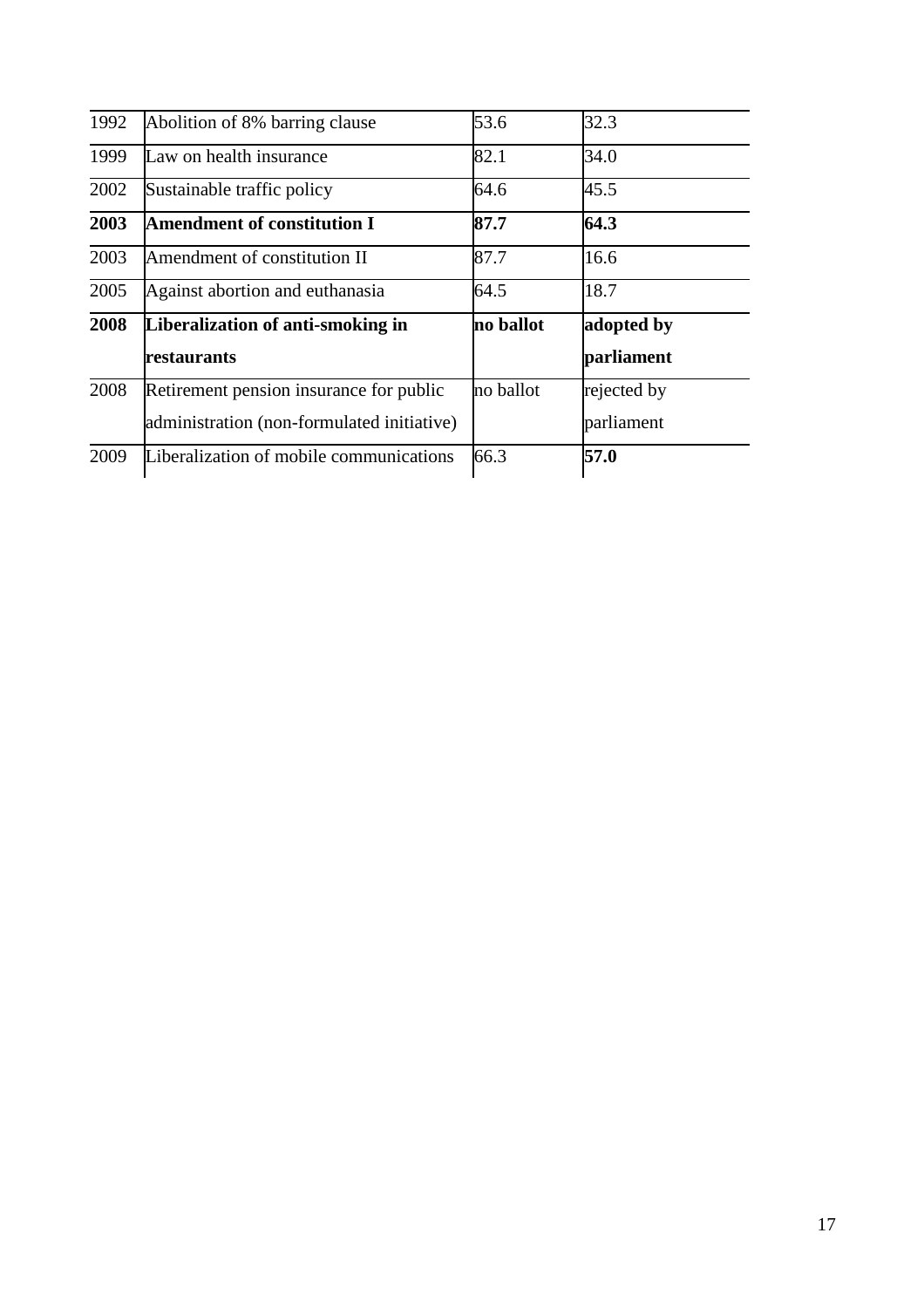| | | | |
|---|---|---|---|
| 1992 | Abolition of 8% barring clause | 53.6 | 32.3 |
| 1999 | Law on health insurance | 82.1 | 34.0 |
| 2002 | Sustainable traffic policy | 64.6 | 45.5 |
| **2003** | **Amendment of constitution I** | **87.7** | **64.3** |
| 2003 | Amendment of constitution II | 87.7 | 16.6 |
| 2005 | Against abortion and euthanasia | 64.5 | 18.7 |
| **2008** | **Liberalization of anti-smoking in restaurants** | **no ballot** | **adopted by parliament** |
| 2008 | Retirement pension insurance for public administration (non-formulated initiative) | no ballot | rejected by parliament |
| 2009 | Liberalization of mobile communications | 66.3 | **57.0** |